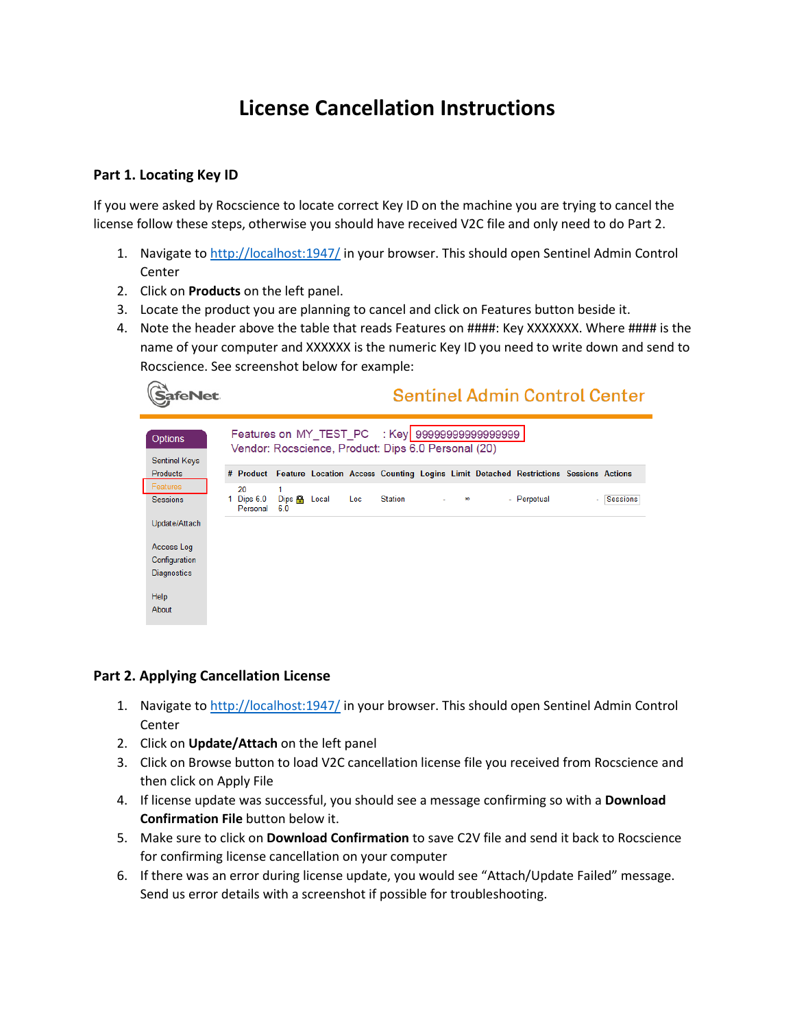# License Cancellation Instructions

## Part 1. Locating Key ID

If you were asked by Rocscience to locate correct Key ID on the machine you are trying to cancel the license follow these steps, otherwise you should have received V2C file and only need to do Part 2.

1. Navigate to [http://localhost:1947/](http://localhost:1947/) in your browser. This should open Sentinel Admin Control Center
2. Click on **Products** on the left panel.
3. Locate the product you are planning to cancel and click on Features button beside it.
4. Note the header above the table that reads Features on ####: Key XXXXXXX. Where #### is the name of your computer and XXXXXX is the numeric Key ID you need to write down and send to Rocscience. See screenshot below for example:

## Part 2. Applying Cancellation License

1. Navigate to [http://localhost:1947/](http://localhost:1947/) in your browser. This should open Sentinel Admin Control Center
2. Click on **Update/Attach** on the left panel
3. Click on Browse button to load V2C cancellation license file you received from Rocscience and then click on Apply File
4. If license update was successful, you should see a message confirming so with a **Download Confirmation File** button below it.
5. Make sure to click on **Download Confirmation** to save C2V file and send it back to Rocscience for confirming license cancellation on your computer
6. If there was an error during license update, you would see “Attach/Update Failed” message. Send us error details with a screenshot if possible for troubleshooting.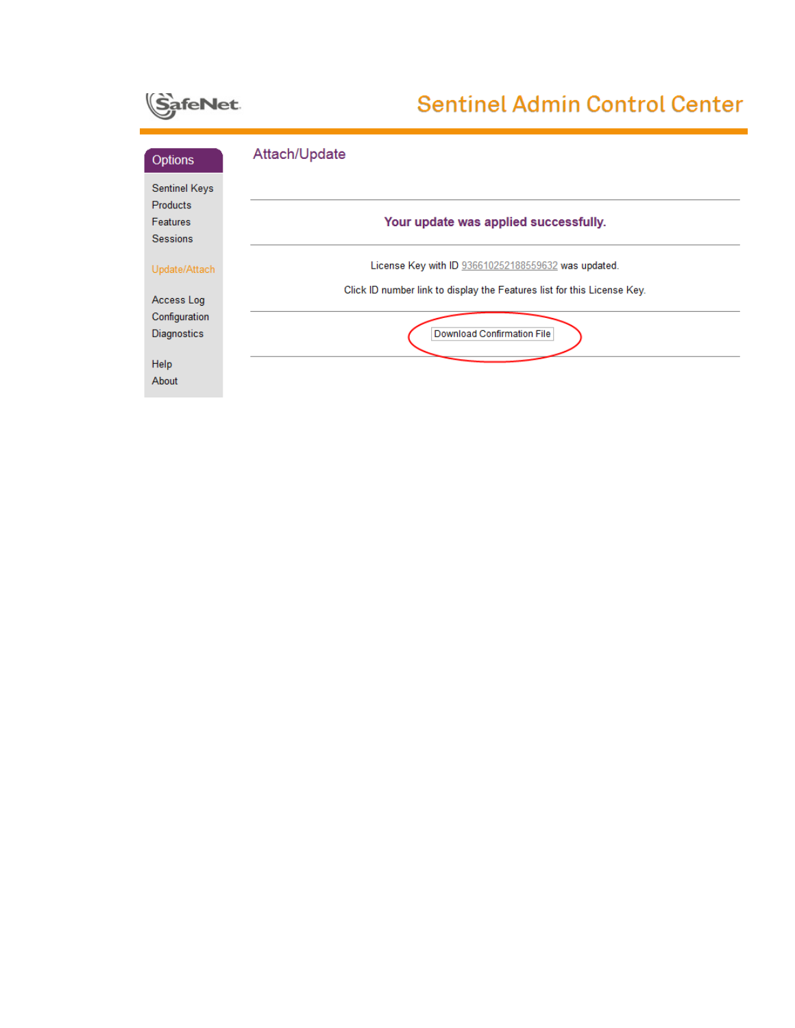SafeNet

# Sentinel Admin Control Center

**Options**

- Sentinel Keys
- Products
- Features
- Sessions
- Update/Attach
- Access Log
- Configuration
- Diagnostics
- Help
- About

## Attach/Update

**Your update was applied successfully.**

License Key with ID 936610252188559632 was updated.

Click ID number link to display the Features list for this License Key.

Download Confirmation File